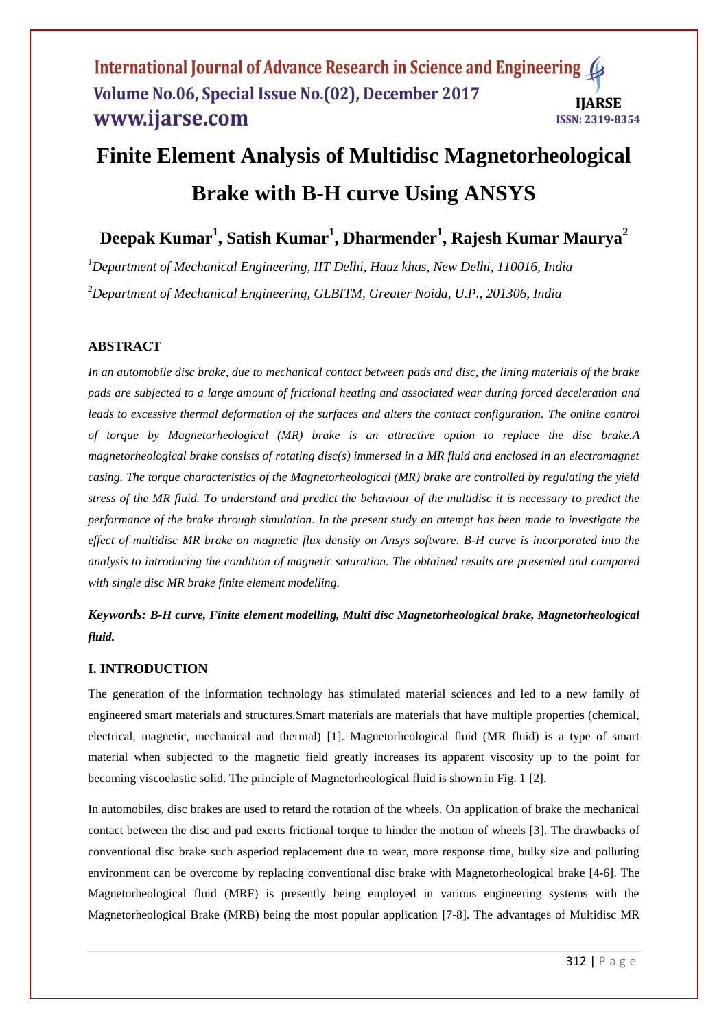# Finite Element Analysis of Multidisc Magnetorheological Brake with B-H curve Using ANSYS

**Deepak Kumar[1], Satish Kumar[1], Dharmender[1], Rajesh Kumar Maurya[2]**

*[1]Department of Mechanical Engineering, IIT Delhi, Hauz khas, New Delhi, 110016, India*

*[2]Department of Mechanical Engineering, GLBITM, Greater Noida, U.P., 201306, India*

## ABSTRACT

*In an automobile disc brake, due to mechanical contact between pads and disc, the lining materials of the brake pads are subjected to a large amount of frictional heating and associated wear during forced deceleration and leads to excessive thermal deformation of the surfaces and alters the contact configuration. The online control of torque by Magnetorheological (MR) brake is an attractive option to replace the disc brake.A magnetorheological brake consists of rotating disc(s) immersed in a MR fluid and enclosed in an electromagnet casing. The torque characteristics of the Magnetorheological (MR) brake are controlled by regulating the yield stress of the MR fluid. To understand and predict the behaviour of the multidisc it is necessary to predict the performance of the brake through simulation. In the present study an attempt has been made to investigate the effect of multidisc MR brake on magnetic flux density on Ansys software. B-H curve is incorporated into the analysis to introducing the condition of magnetic saturation. The obtained results are presented and compared with single disc MR brake finite element modelling.*

***Keywords:*** ***B-H curve, Finite element modelling, Multi disc Magnetorheological brake, Magnetorheological fluid.***

## I. INTRODUCTION

The generation of the information technology has stimulated material sciences and led to a new family of engineered smart materials and structures.Smart materials are materials that have multiple properties (chemical, electrical, magnetic, mechanical and thermal) [1]. Magnetorheological fluid (MR fluid) is a type of smart material when subjected to the magnetic field greatly increases its apparent viscosity up to the point for becoming viscoelastic solid. The principle of Magnetorheological fluid is shown in Fig. 1 [2].

In automobiles, disc brakes are used to retard the rotation of the wheels. On application of brake the mechanical contact between the disc and pad exerts frictional torque to hinder the motion of wheels [3]. The drawbacks of conventional disc brake such asperiod replacement due to wear, more response time, bulky size and polluting environment can be overcome by replacing conventional disc brake with Magnetorheological brake [4-6]. The Magnetorheological fluid (MRF) is presently being employed in various engineering systems with the Magnetorheological Brake (MRB) being the most popular application [7-8]. The advantages of Multidisc MR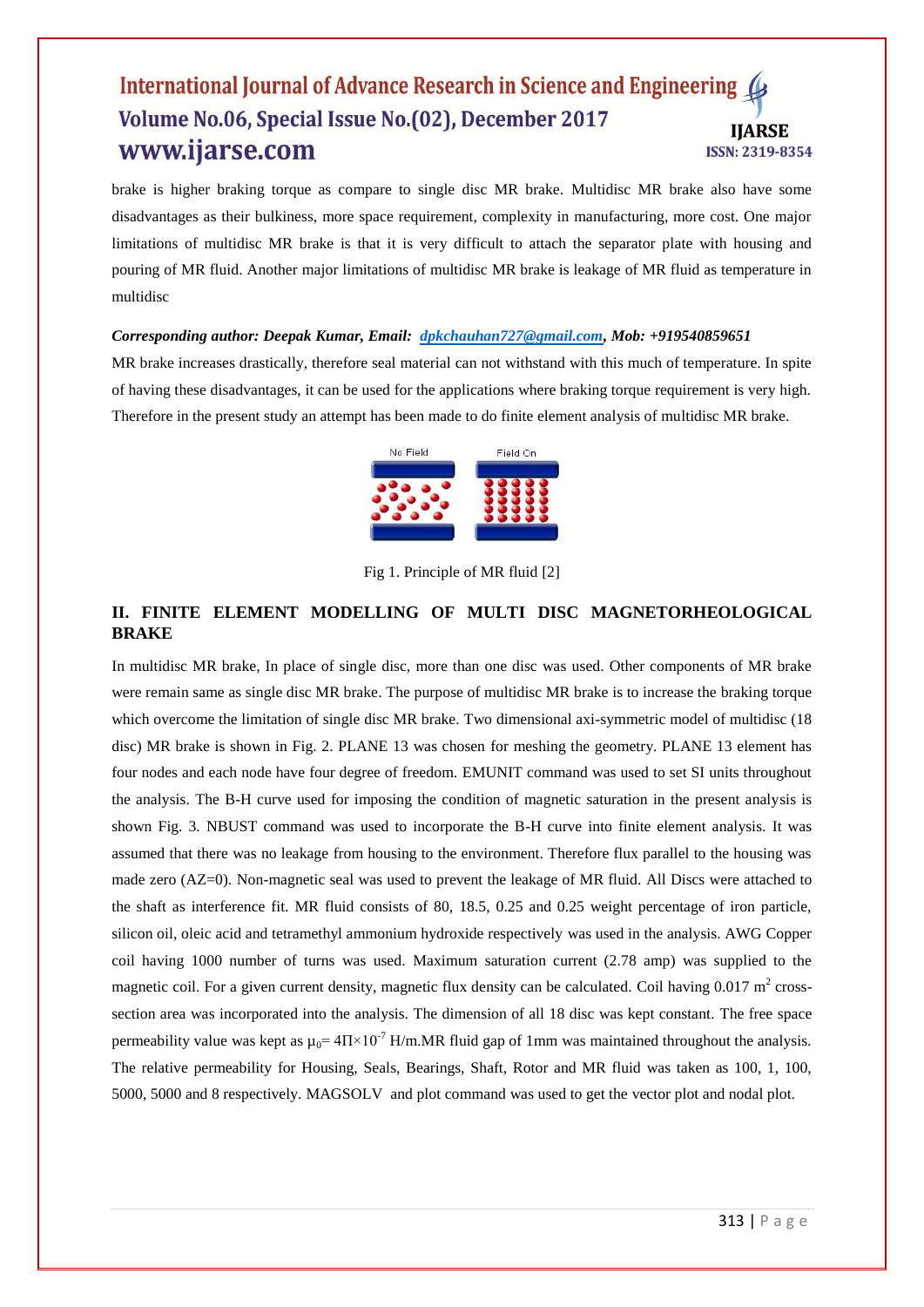brake is higher braking torque as compare to single disc MR brake. Multidisc MR brake also have some disadvantages as their bulkiness, more space requirement, complexity in manufacturing, more cost. One major limitations of multidisc MR brake is that it is very difficult to attach the separator plate with housing and pouring of MR fluid. Another major limitations of multidisc MR brake is leakage of MR fluid as temperature in multidisc

***Corresponding author: Deepak Kumar, Email: dpkchauhan727@gmail.com, Mob: +919540859651***

MR brake increases drastically, therefore seal material can not withstand with this much of temperature. In spite of having these disadvantages, it can be used for the applications where braking torque requirement is very high. Therefore in the present study an attempt has been made to do finite element analysis of multidisc MR brake.

Fig 1. Principle of MR fluid [2]

## II. FINITE ELEMENT MODELLING OF MULTI DISC MAGNETORHEOLOGICAL BRAKE

In multidisc MR brake, In place of single disc, more than one disc was used. Other components of MR brake were remain same as single disc MR brake. The purpose of multidisc MR brake is to increase the braking torque which overcome the limitation of single disc MR brake. Two dimensional axi-symmetric model of multidisc (18 disc) MR brake is shown in Fig. 2. PLANE 13 was chosen for meshing the geometry. PLANE 13 element has four nodes and each node have four degree of freedom. EMUNIT command was used to set SI units throughout the analysis. The B-H curve used for imposing the condition of magnetic saturation in the present analysis is shown Fig. 3. NBUST command was used to incorporate the B-H curve into finite element analysis. It was assumed that there was no leakage from housing to the environment. Therefore flux parallel to the housing was made zero (AZ=0). Non-magnetic seal was used to prevent the leakage of MR fluid. All Discs were attached to the shaft as interference fit. MR fluid consists of 80, 18.5, 0.25 and 0.25 weight percentage of iron particle, silicon oil, oleic acid and tetramethyl ammonium hydroxide respectively was used in the analysis. AWG Copper coil having 1000 number of turns was used. Maximum saturation current (2.78 amp) was supplied to the magnetic coil. For a given current density, magnetic flux density can be calculated. Coil having 0.017 $m^2$ cross-section area was incorporated into the analysis. The dimension of all 18 disc was kept constant. The free space permeability value was kept as $\mu_0 = 4\Pi\times10^{-7}$ H/m.MR fluid gap of 1mm was maintained throughout the analysis. The relative permeability for Housing, Seals, Bearings, Shaft, Rotor and MR fluid was taken as 100, 1, 100, 5000, 5000 and 8 respectively. MAGSOLV and plot command was used to get the vector plot and nodal plot.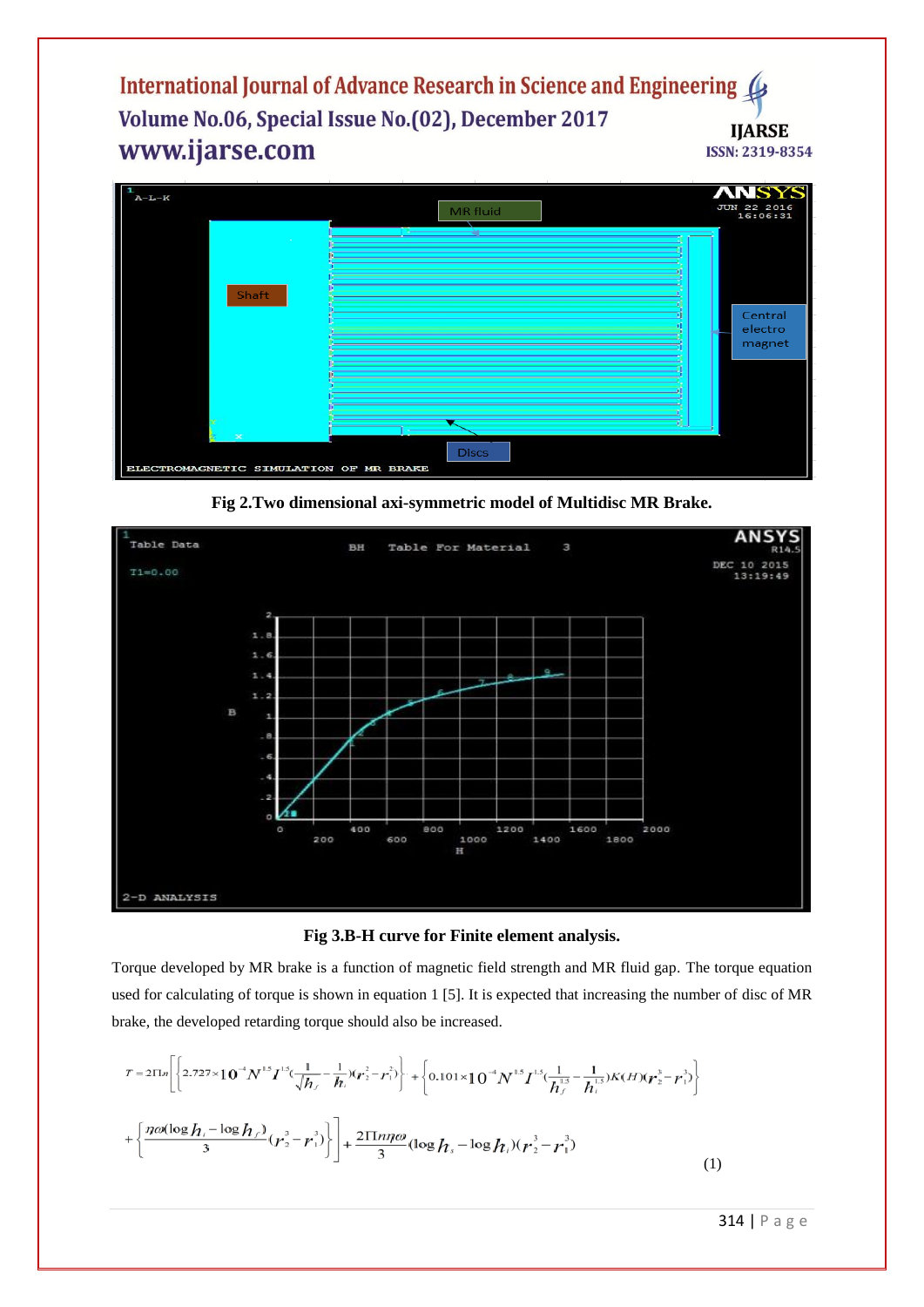Fig 2.Two dimensional axi-symmetric model of Multidisc MR Brake.

Fig 3.B-H curve for Finite element analysis.

Torque developed by MR brake is a function of magnetic field strength and MR fluid gap. The torque equation used for calculating of torque is shown in equation 1 [5]. It is expected that increasing the number of disc of MR brake, the developed retarding torque should also be increased.

$$T = 2\Pi n\left[\left\{2.727\times10^{-4}N^{1.5}I^{1.5}\left(\frac{1}{\sqrt{h_f}}-\frac{1}{h_i}\right)(r_2^2-r_1^2)\right\}+\left\{0.101\times10^{-4}N^{1.5}I^{1.5}\left(\frac{1}{h_f^{1.5}}-\frac{1}{h_i^{1.5}}\right)K(H)(r_2^3-r_1^3)\right\}\right.$$

$$\left.+\left\{\frac{\eta\omega(\log h_i-\log h_f)}{3}(r_2^3-r_1^3)\right\}\right]+\frac{2\Pi n\eta\omega}{3}(\log h_s-\log h_i)(r_2^3-r_1^3) \qquad (1)$$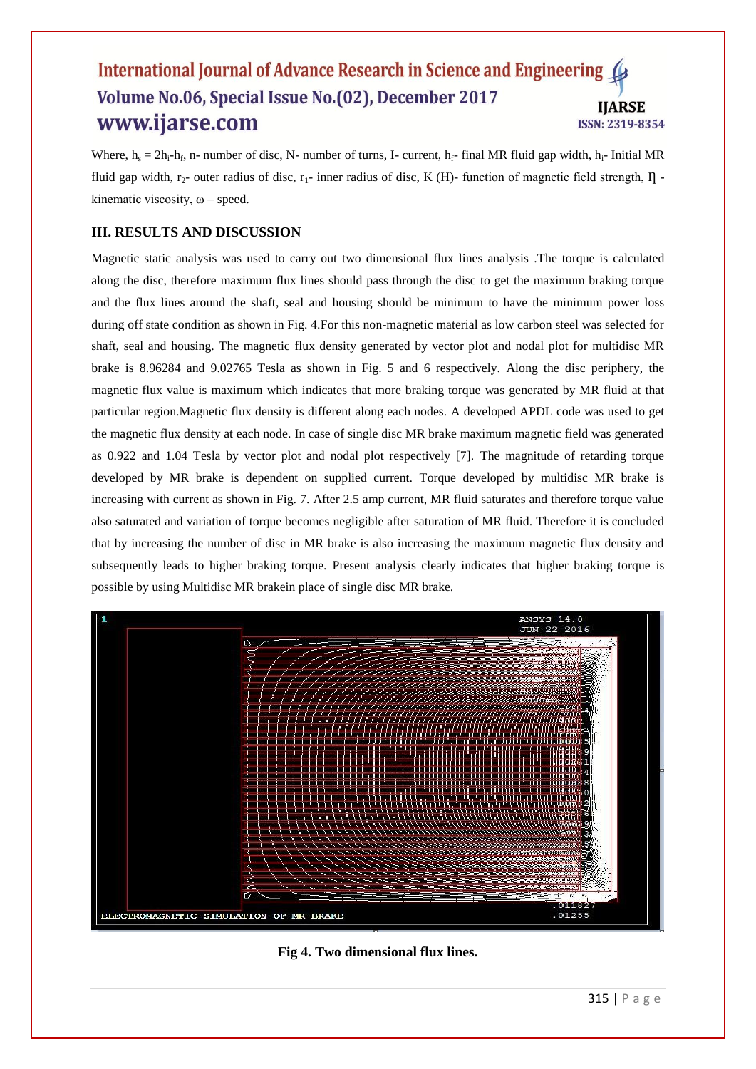Where, $h_s = 2h_i - h_f$, n- number of disc, N- number of turns, I- current, $h_f$- final MR fluid gap width, $h_i$- Initial MR fluid gap width, $r_2$- outer radius of disc, $r_1$- inner radius of disc, K (H)- function of magnetic field strength, $\eta$ - kinematic viscosity, $\omega$ – speed.

### III. RESULTS AND DISCUSSION

Magnetic static analysis was used to carry out two dimensional flux lines analysis .The torque is calculated along the disc, therefore maximum flux lines should pass through the disc to get the maximum braking torque and the flux lines around the shaft, seal and housing should be minimum to have the minimum power loss during off state condition as shown in Fig. 4.For this non-magnetic material as low carbon steel was selected for shaft, seal and housing. The magnetic flux density generated by vector plot and nodal plot for multidisc MR brake is 8.96284 and 9.02765 Tesla as shown in Fig. 5 and 6 respectively. Along the disc periphery, the magnetic flux value is maximum which indicates that more braking torque was generated by MR fluid at that particular region.Magnetic flux density is different along each nodes. A developed APDL code was used to get the magnetic flux density at each node. In case of single disc MR brake maximum magnetic field was generated as 0.922 and 1.04 Tesla by vector plot and nodal plot respectively [7]. The magnitude of retarding torque developed by MR brake is dependent on supplied current. Torque developed by multidisc MR brake is increasing with current as shown in Fig. 7. After 2.5 amp current, MR fluid saturates and therefore torque value also saturated and variation of torque becomes negligible after saturation of MR fluid. Therefore it is concluded that by increasing the number of disc in MR brake is also increasing the maximum magnetic flux density and subsequently leads to higher braking torque. Present analysis clearly indicates that higher braking torque is possible by using Multidisc MR brakein place of single disc MR brake.

**Fig 4. Two dimensional flux lines.**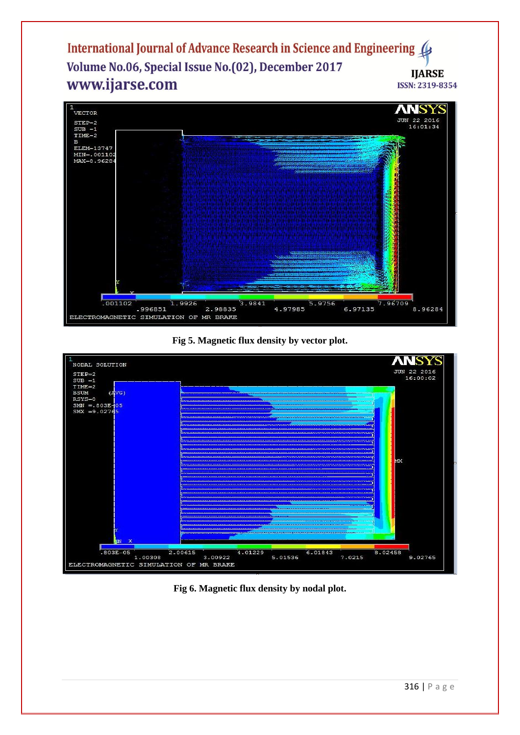Fig 5. Magnetic flux density by vector plot.

Fig 6. Magnetic flux density by nodal plot.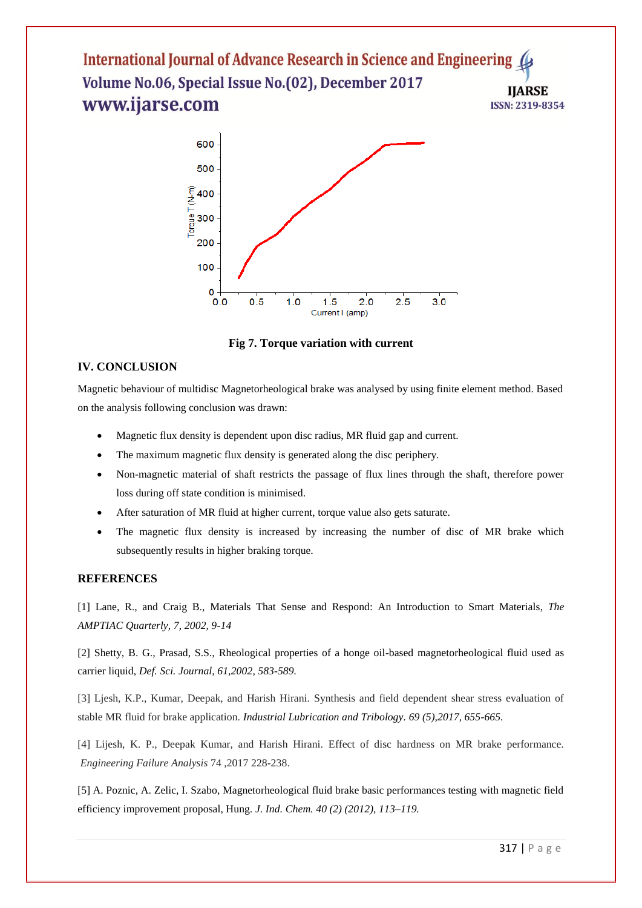**Fig 7. Torque variation with current**

## IV. CONCLUSION

Magnetic behaviour of multidisc Magnetorheological brake was analysed by using finite element method. Based on the analysis following conclusion was drawn:

- Magnetic flux density is dependent upon disc radius, MR fluid gap and current.
- The maximum magnetic flux density is generated along the disc periphery.
- Non-magnetic material of shaft restricts the passage of flux lines through the shaft, therefore power loss during off state condition is minimised.
- After saturation of MR fluid at higher current, torque value also gets saturate.
- The magnetic flux density is increased by increasing the number of disc of MR brake which subsequently results in higher braking torque.

## REFERENCES

[1] Lane, R., and Craig B., Materials That Sense and Respond: An Introduction to Smart Materials, *The AMPTIAC Quarterly, 7, 2002, 9-14*

[2] Shetty, B. G., Prasad, S.S., Rheological properties of a honge oil-based magnetorheological fluid used as carrier liquid, *Def. Sci. Journal, 61,2002, 583-589.*

[3] Ljesh, K.P., Kumar, Deepak, and Harish Hirani. Synthesis and field dependent shear stress evaluation of stable MR fluid for brake application. *Industrial Lubrication and Tribology. 69 (5),2017, 655-665.*

[4] Lijesh, K. P., Deepak Kumar, and Harish Hirani. Effect of disc hardness on MR brake performance. *Engineering Failure Analysis* 74 ,2017 228-238.

[5] A. Poznic, A. Zelic, I. Szabo, Magnetorheological fluid brake basic performances testing with magnetic field efficiency improvement proposal, Hung. *J. Ind. Chem. 40 (2) (2012), 113–119.*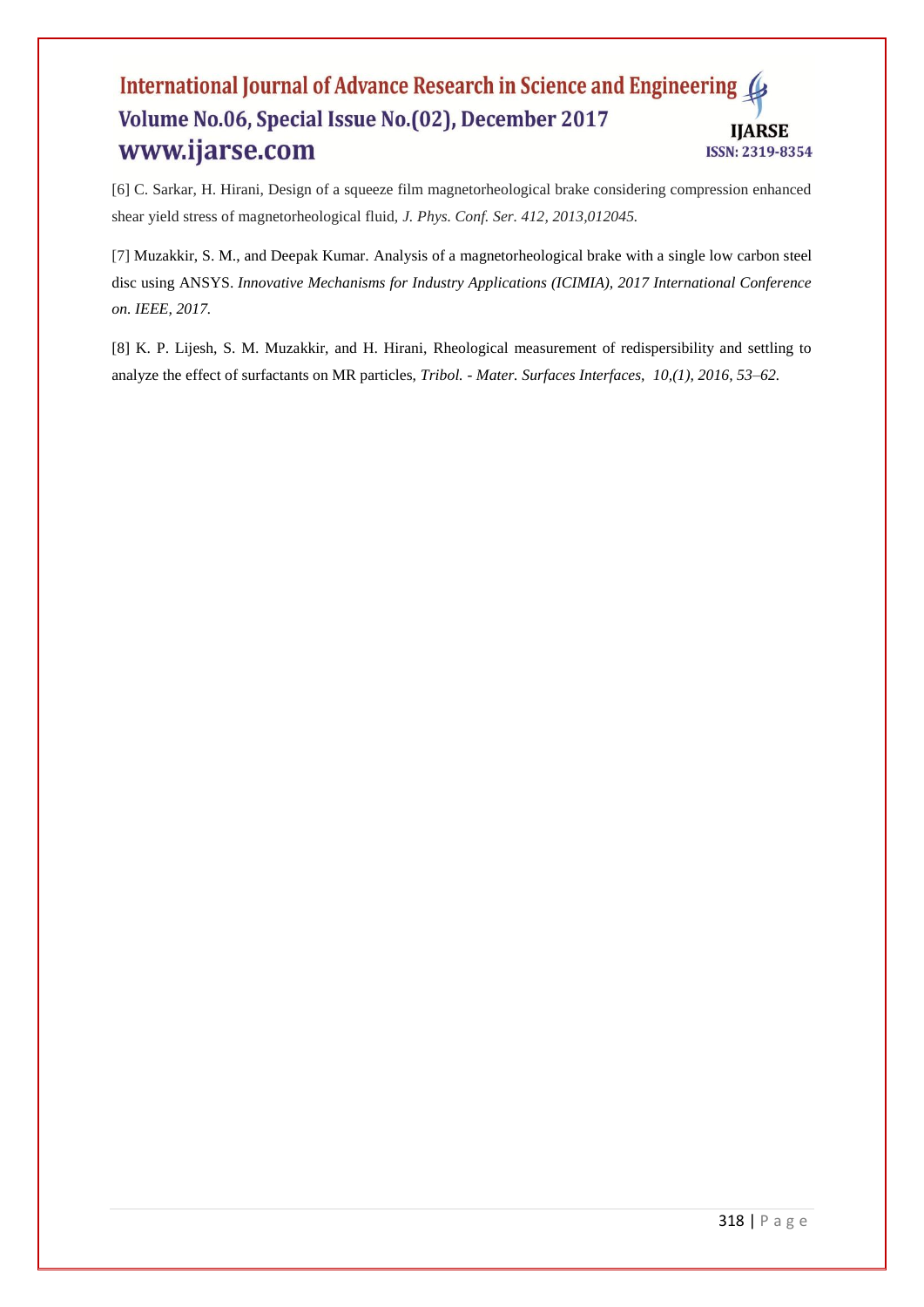[6] C. Sarkar, H. Hirani, Design of a squeeze film magnetorheological brake considering compression enhanced shear yield stress of magnetorheological fluid, *J. Phys. Conf. Ser. 412, 2013,012045.*

[7] Muzakkir, S. M., and Deepak Kumar. Analysis of a magnetorheological brake with a single low carbon steel disc using ANSYS. *Innovative Mechanisms for Industry Applications (ICIMIA), 2017 International Conference on. IEEE, 2017.*

[8] K. P. Lijesh, S. M. Muzakkir, and H. Hirani, Rheological measurement of redispersibility and settling to analyze the effect of surfactants on MR particles, *Tribol. - Mater. Surfaces Interfaces, 10,(1), 2016, 53–62.*